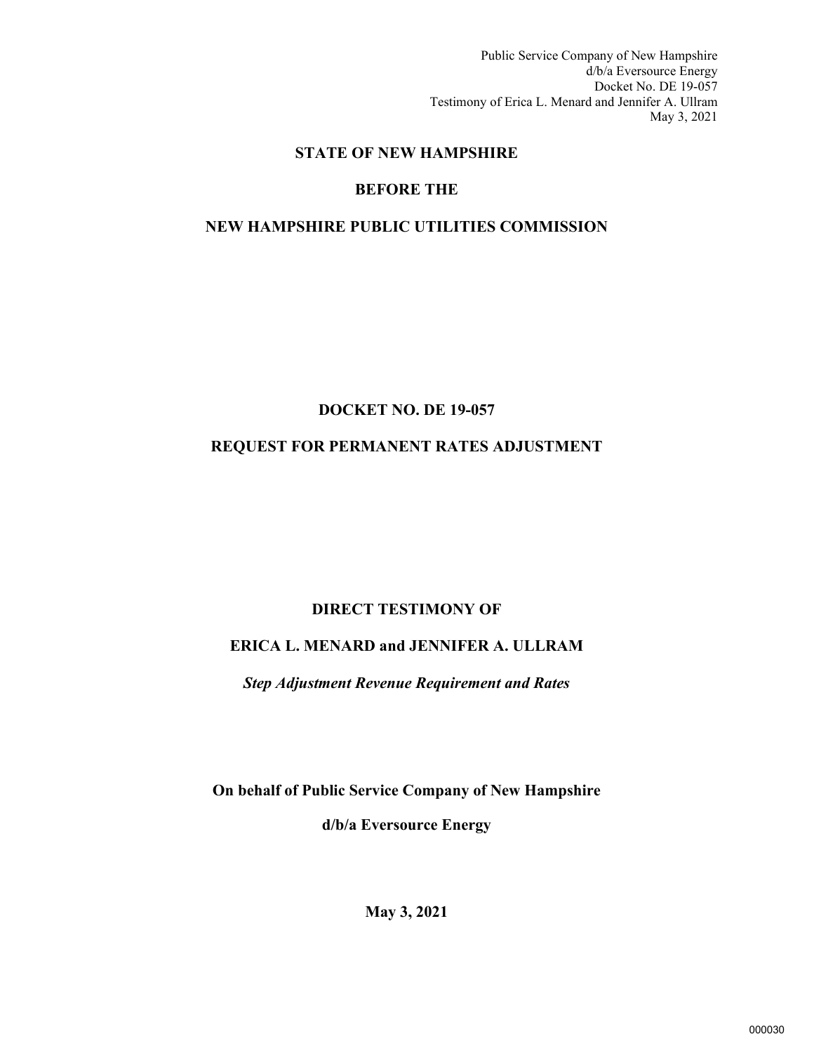**STATE OF NEW HAMPSHIRE**

**BEFORE THE**

**NEW HAMPSHIRE PUBLIC UTILITIES COMMISSION**

**DOCKET NO. DE 19-057**

**REQUEST FOR PERMANENT RATES ADJUSTMENT**

**DIRECT TESTIMONY OF**

**ERICA L. MENARD and JENNIFER A. ULLRAM**

***Step Adjustment Revenue Requirement and Rates***

**On behalf of Public Service Company of New Hampshire**

**d/b/a Eversource Energy**

**May 3, 2021**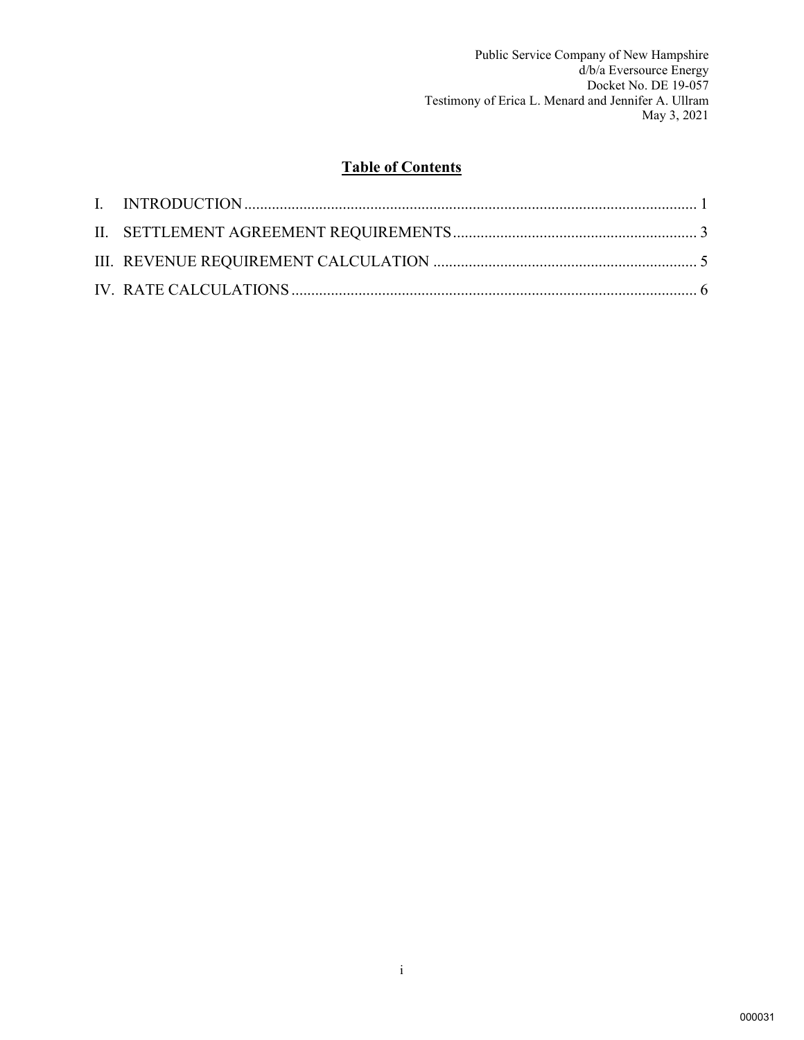Public Service Company of New Hampshire
d/b/a Eversource Energy
Docket No. DE 19-057
Testimony of Erica L. Menard and Jennifer A. Ullram
May 3, 2021

## Table of Contents

I. INTRODUCTION .......... 1

II. SETTLEMENT AGREEMENT REQUIREMENTS .......... 3

III. REVENUE REQUIREMENT CALCULATION .......... 5

IV. RATE CALCULATIONS .......... 6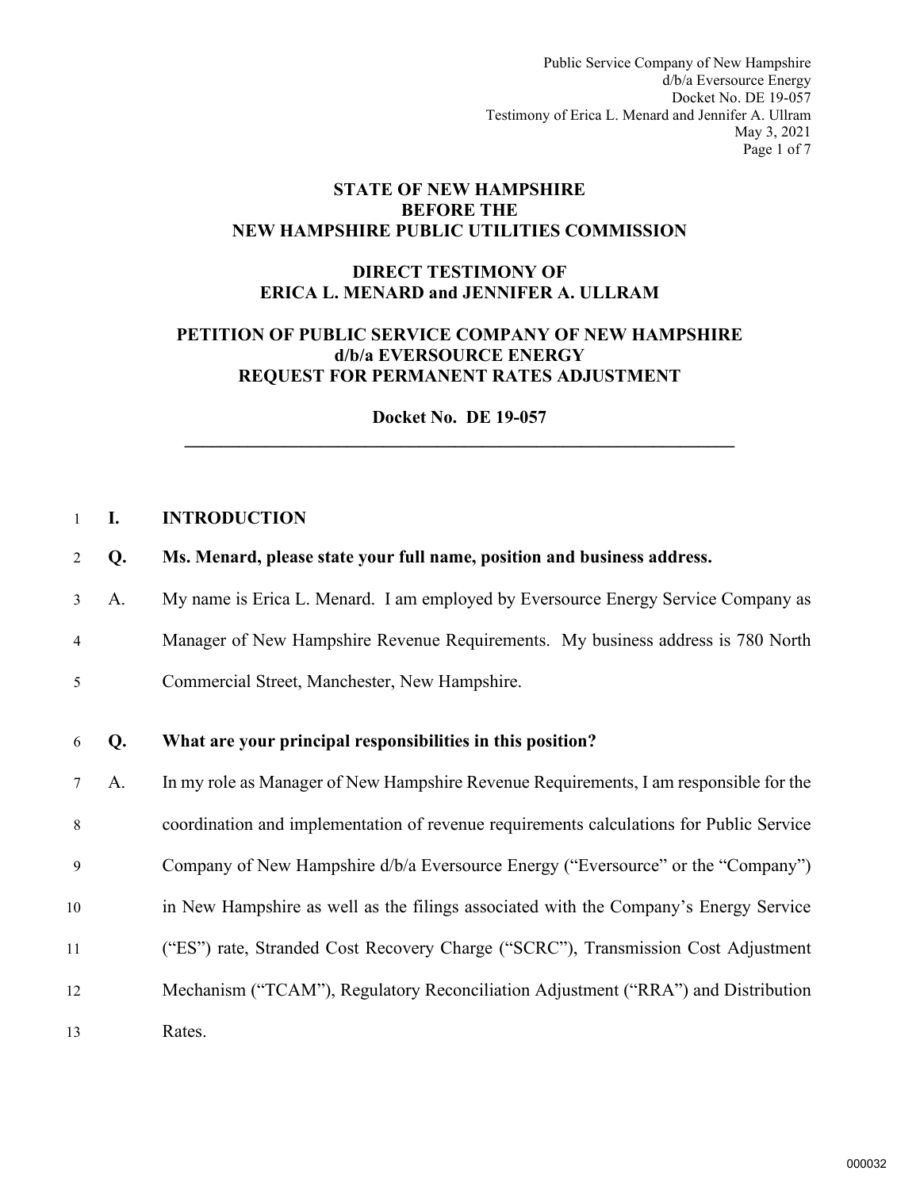**STATE OF NEW HAMPSHIRE**
**BEFORE THE**
**NEW HAMPSHIRE PUBLIC UTILITIES COMMISSION**

**DIRECT TESTIMONY OF**
**ERICA L. MENARD and JENNIFER A. ULLRAM**

**PETITION OF PUBLIC SERVICE COMPANY OF NEW HAMPSHIRE**
**d/b/a EVERSOURCE ENERGY**
**REQUEST FOR PERMANENT RATES ADJUSTMENT**

**Docket No. DE 19-057**

---

## I. INTRODUCTION

**Q. Ms. Menard, please state your full name, position and business address.**

A. My name is Erica L. Menard. I am employed by Eversource Energy Service Company as Manager of New Hampshire Revenue Requirements. My business address is 780 North Commercial Street, Manchester, New Hampshire.

**Q. What are your principal responsibilities in this position?**

A. In my role as Manager of New Hampshire Revenue Requirements, I am responsible for the coordination and implementation of revenue requirements calculations for Public Service Company of New Hampshire d/b/a Eversource Energy ("Eversource" or the "Company") in New Hampshire as well as the filings associated with the Company's Energy Service ("ES") rate, Stranded Cost Recovery Charge ("SCRC"), Transmission Cost Adjustment Mechanism ("TCAM"), Regulatory Reconciliation Adjustment ("RRA") and Distribution Rates.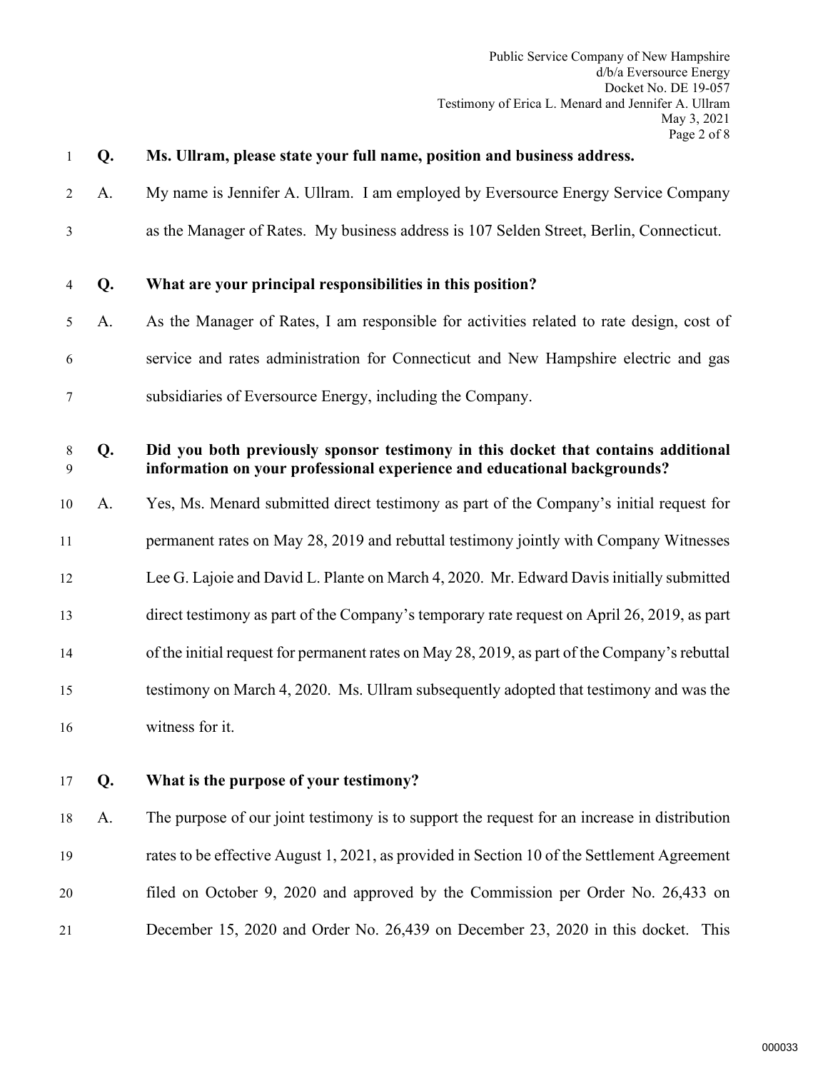**Q. Ms. Ullram, please state your full name, position and business address.**

A. My name is Jennifer A. Ullram. I am employed by Eversource Energy Service Company as the Manager of Rates. My business address is 107 Selden Street, Berlin, Connecticut.

**Q. What are your principal responsibilities in this position?**

A. As the Manager of Rates, I am responsible for activities related to rate design, cost of service and rates administration for Connecticut and New Hampshire electric and gas subsidiaries of Eversource Energy, including the Company.

**Q. Did you both previously sponsor testimony in this docket that contains additional information on your professional experience and educational backgrounds?**

A. Yes, Ms. Menard submitted direct testimony as part of the Company's initial request for permanent rates on May 28, 2019 and rebuttal testimony jointly with Company Witnesses Lee G. Lajoie and David L. Plante on March 4, 2020. Mr. Edward Davis initially submitted direct testimony as part of the Company's temporary rate request on April 26, 2019, as part of the initial request for permanent rates on May 28, 2019, as part of the Company's rebuttal testimony on March 4, 2020. Ms. Ullram subsequently adopted that testimony and was the witness for it.

**Q. What is the purpose of your testimony?**

A. The purpose of our joint testimony is to support the request for an increase in distribution rates to be effective August 1, 2021, as provided in Section 10 of the Settlement Agreement filed on October 9, 2020 and approved by the Commission per Order No. 26,433 on December 15, 2020 and Order No. 26,439 on December 23, 2020 in this docket. This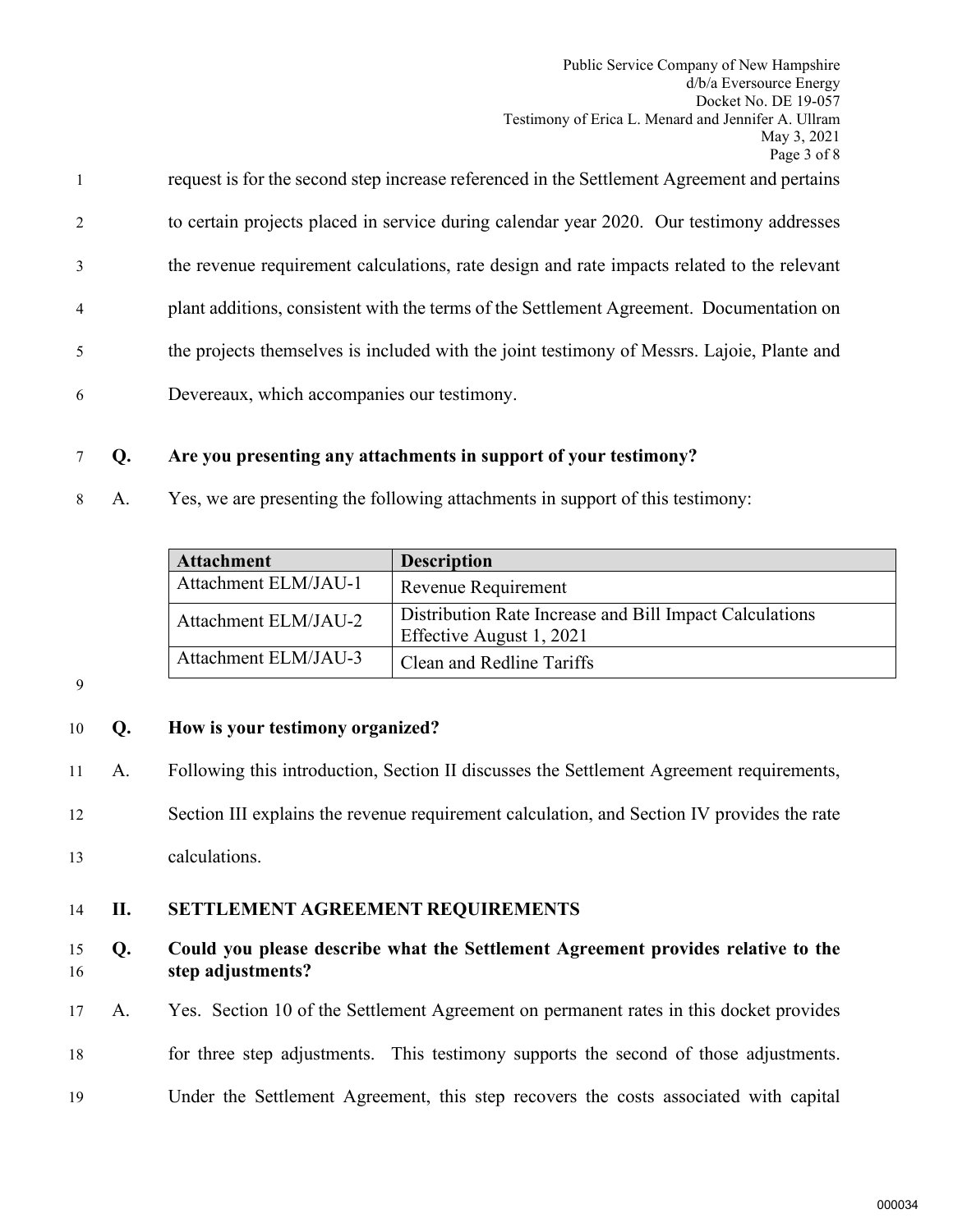request is for the second step increase referenced in the Settlement Agreement and pertains to certain projects placed in service during calendar year 2020. Our testimony addresses the revenue requirement calculations, rate design and rate impacts related to the relevant plant additions, consistent with the terms of the Settlement Agreement. Documentation on the projects themselves is included with the joint testimony of Messrs. Lajoie, Plante and Devereaux, which accompanies our testimony.

**Q. Are you presenting any attachments in support of your testimony?**

A. Yes, we are presenting the following attachments in support of this testimony:

| Attachment | Description |
|---|---|
| Attachment ELM/JAU-1 | Revenue Requirement |
| Attachment ELM/JAU-2 | Distribution Rate Increase and Bill Impact Calculations Effective August 1, 2021 |
| Attachment ELM/JAU-3 | Clean and Redline Tariffs |

**Q. How is your testimony organized?**

A. Following this introduction, Section II discusses the Settlement Agreement requirements, Section III explains the revenue requirement calculation, and Section IV provides the rate calculations.

## II. SETTLEMENT AGREEMENT REQUIREMENTS

**Q. Could you please describe what the Settlement Agreement provides relative to the step adjustments?**

A. Yes. Section 10 of the Settlement Agreement on permanent rates in this docket provides for three step adjustments. This testimony supports the second of those adjustments. Under the Settlement Agreement, this step recovers the costs associated with capital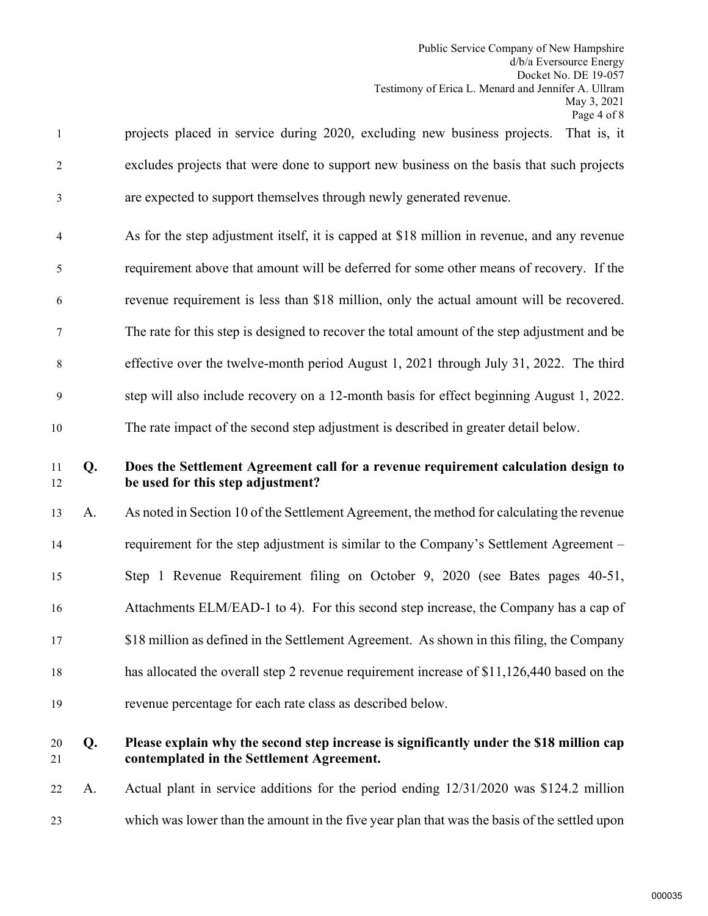projects placed in service during 2020, excluding new business projects. That is, it excludes projects that were done to support new business on the basis that such projects are expected to support themselves through newly generated revenue.

As for the step adjustment itself, it is capped at $18 million in revenue, and any revenue requirement above that amount will be deferred for some other means of recovery. If the revenue requirement is less than $18 million, only the actual amount will be recovered. The rate for this step is designed to recover the total amount of the step adjustment and be effective over the twelve-month period August 1, 2021 through July 31, 2022. The third step will also include recovery on a 12-month basis for effect beginning August 1, 2022. The rate impact of the second step adjustment is described in greater detail below.

**Q. Does the Settlement Agreement call for a revenue requirement calculation design to be used for this step adjustment?**

A. As noted in Section 10 of the Settlement Agreement, the method for calculating the revenue requirement for the step adjustment is similar to the Company's Settlement Agreement – Step 1 Revenue Requirement filing on October 9, 2020 (see Bates pages 40-51, Attachments ELM/EAD-1 to 4). For this second step increase, the Company has a cap of $18 million as defined in the Settlement Agreement. As shown in this filing, the Company has allocated the overall step 2 revenue requirement increase of $11,126,440 based on the revenue percentage for each rate class as described below.

**Q. Please explain why the second step increase is significantly under the $18 million cap contemplated in the Settlement Agreement.**

A. Actual plant in service additions for the period ending 12/31/2020 was $124.2 million which was lower than the amount in the five year plan that was the basis of the settled upon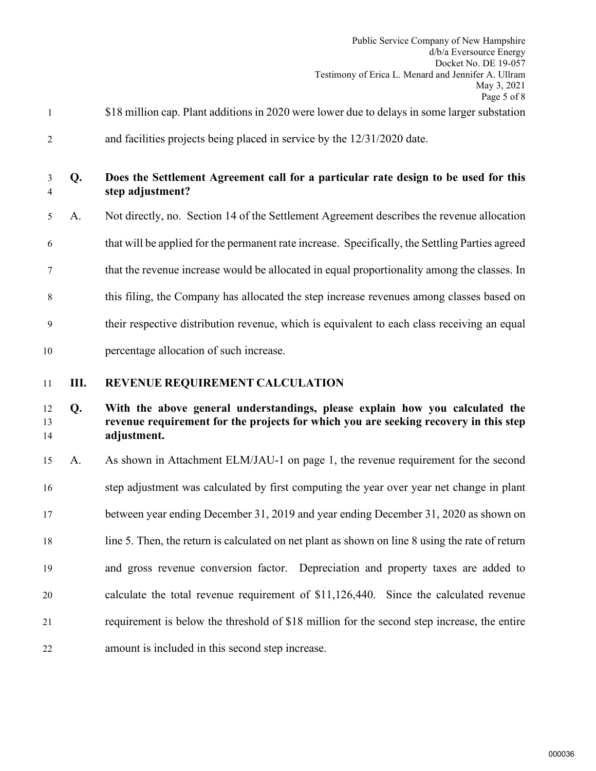$18 million cap. Plant additions in 2020 were lower due to delays in some larger substation and facilities projects being placed in service by the 12/31/2020 date.

**Q. Does the Settlement Agreement call for a particular rate design to be used for this step adjustment?**

A. Not directly, no. Section 14 of the Settlement Agreement describes the revenue allocation that will be applied for the permanent rate increase. Specifically, the Settling Parties agreed that the revenue increase would be allocated in equal proportionality among the classes. In this filing, the Company has allocated the step increase revenues among classes based on their respective distribution revenue, which is equivalent to each class receiving an equal percentage allocation of such increase.

## III. REVENUE REQUIREMENT CALCULATION

**Q. With the above general understandings, please explain how you calculated the revenue requirement for the projects for which you are seeking recovery in this step adjustment.**

A. As shown in Attachment ELM/JAU-1 on page 1, the revenue requirement for the second step adjustment was calculated by first computing the year over year net change in plant between year ending December 31, 2019 and year ending December 31, 2020 as shown on line 5. Then, the return is calculated on net plant as shown on line 8 using the rate of return and gross revenue conversion factor. Depreciation and property taxes are added to calculate the total revenue requirement of $11,126,440. Since the calculated revenue requirement is below the threshold of $18 million for the second step increase, the entire amount is included in this second step increase.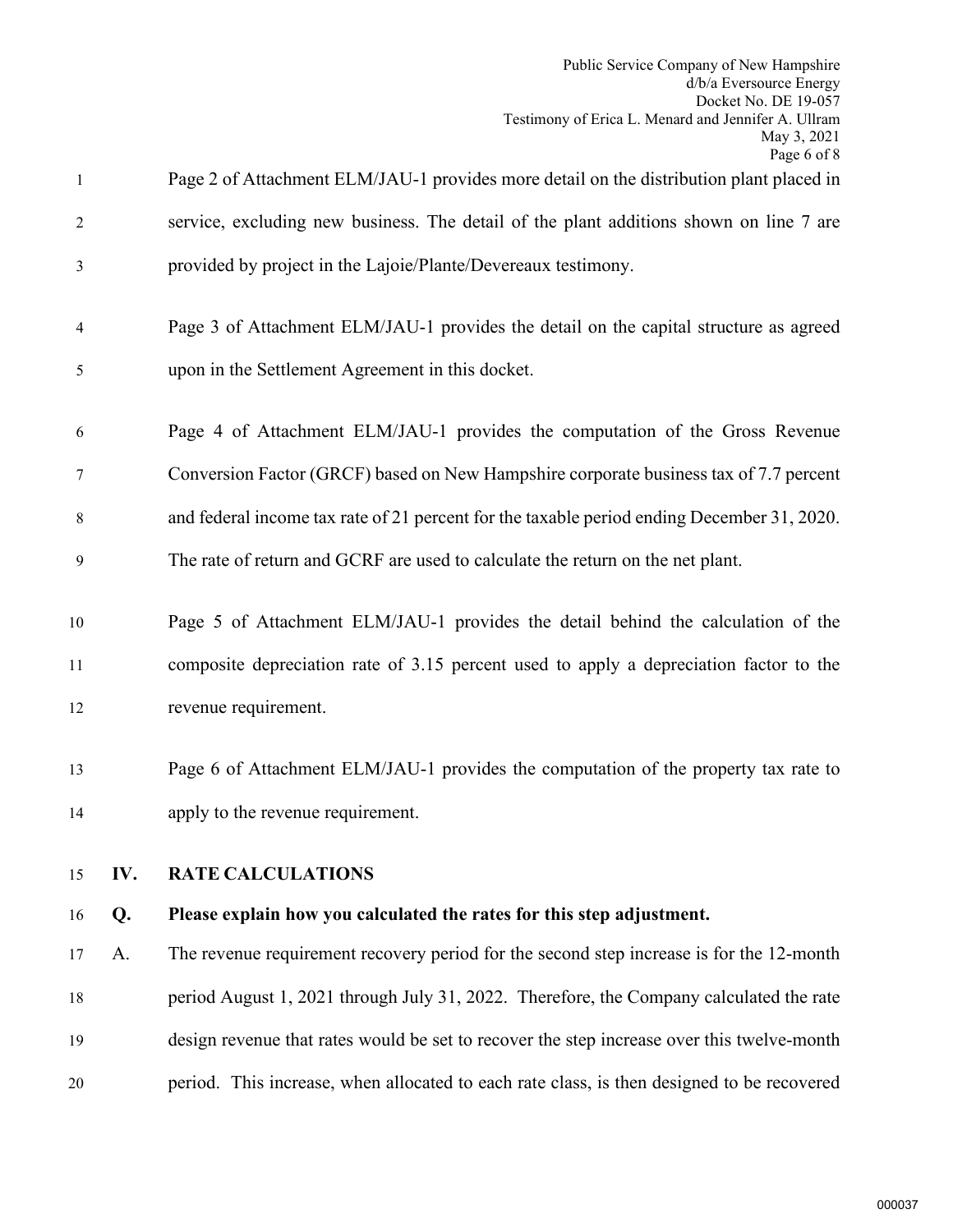Page 2 of Attachment ELM/JAU-1 provides more detail on the distribution plant placed in service, excluding new business. The detail of the plant additions shown on line 7 are provided by project in the Lajoie/Plante/Devereaux testimony.

Page 3 of Attachment ELM/JAU-1 provides the detail on the capital structure as agreed upon in the Settlement Agreement in this docket.

Page 4 of Attachment ELM/JAU-1 provides the computation of the Gross Revenue Conversion Factor (GRCF) based on New Hampshire corporate business tax of 7.7 percent and federal income tax rate of 21 percent for the taxable period ending December 31, 2020. The rate of return and GCRF are used to calculate the return on the net plant.

Page 5 of Attachment ELM/JAU-1 provides the detail behind the calculation of the composite depreciation rate of 3.15 percent used to apply a depreciation factor to the revenue requirement.

Page 6 of Attachment ELM/JAU-1 provides the computation of the property tax rate to apply to the revenue requirement.

## IV. RATE CALCULATIONS

**Q. Please explain how you calculated the rates for this step adjustment.**

A. The revenue requirement recovery period for the second step increase is for the 12-month period August 1, 2021 through July 31, 2022. Therefore, the Company calculated the rate design revenue that rates would be set to recover the step increase over this twelve-month period. This increase, when allocated to each rate class, is then designed to be recovered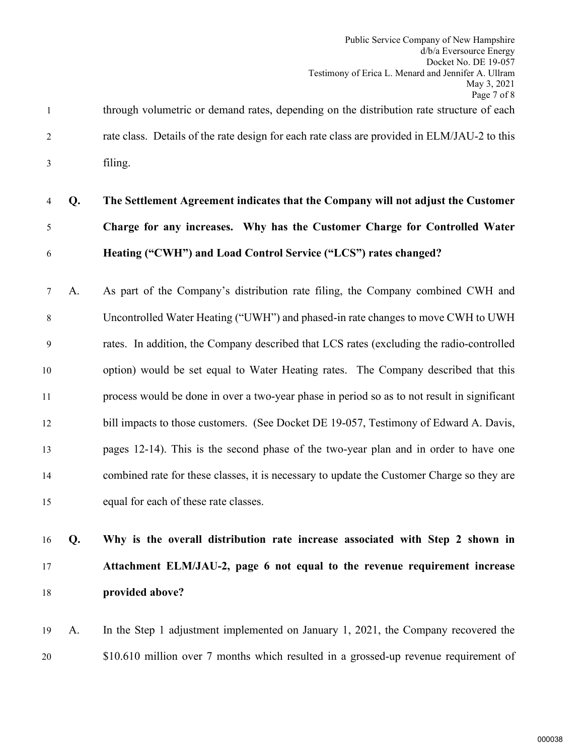through volumetric or demand rates, depending on the distribution rate structure of each rate class. Details of the rate design for each rate class are provided in ELM/JAU-2 to this filing.

**Q. The Settlement Agreement indicates that the Company will not adjust the Customer Charge for any increases. Why has the Customer Charge for Controlled Water Heating ("CWH") and Load Control Service ("LCS") rates changed?**

A. As part of the Company's distribution rate filing, the Company combined CWH and Uncontrolled Water Heating ("UWH") and phased-in rate changes to move CWH to UWH rates. In addition, the Company described that LCS rates (excluding the radio-controlled option) would be set equal to Water Heating rates. The Company described that this process would be done in over a two-year phase in period so as to not result in significant bill impacts to those customers. (See Docket DE 19-057, Testimony of Edward A. Davis, pages 12-14). This is the second phase of the two-year plan and in order to have one combined rate for these classes, it is necessary to update the Customer Charge so they are equal for each of these rate classes.

**Q. Why is the overall distribution rate increase associated with Step 2 shown in Attachment ELM/JAU-2, page 6 not equal to the revenue requirement increase provided above?**

A. In the Step 1 adjustment implemented on January 1, 2021, the Company recovered the $10.610 million over 7 months which resulted in a grossed-up revenue requirement of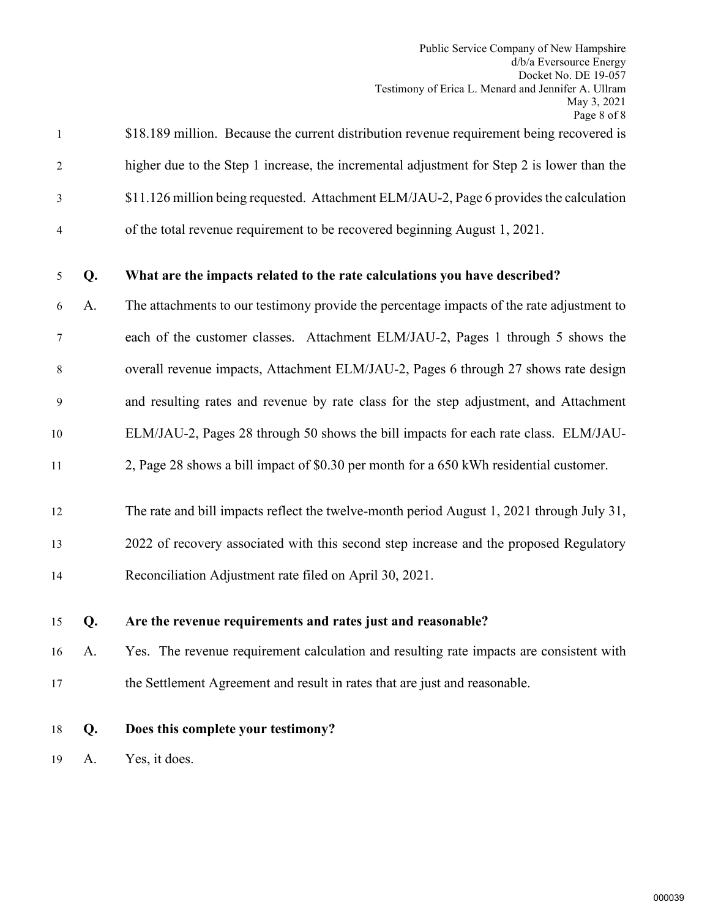$18.189 million. Because the current distribution revenue requirement being recovered is higher due to the Step 1 increase, the incremental adjustment for Step 2 is lower than the $11.126 million being requested. Attachment ELM/JAU-2, Page 6 provides the calculation of the total revenue requirement to be recovered beginning August 1, 2021.

**Q. What are the impacts related to the rate calculations you have described?**

A. The attachments to our testimony provide the percentage impacts of the rate adjustment to each of the customer classes. Attachment ELM/JAU-2, Pages 1 through 5 shows the overall revenue impacts, Attachment ELM/JAU-2, Pages 6 through 27 shows rate design and resulting rates and revenue by rate class for the step adjustment, and Attachment ELM/JAU-2, Pages 28 through 50 shows the bill impacts for each rate class. ELM/JAU-2, Page 28 shows a bill impact of $0.30 per month for a 650 kWh residential customer.

The rate and bill impacts reflect the twelve-month period August 1, 2021 through July 31, 2022 of recovery associated with this second step increase and the proposed Regulatory Reconciliation Adjustment rate filed on April 30, 2021.

**Q. Are the revenue requirements and rates just and reasonable?**

A. Yes. The revenue requirement calculation and resulting rate impacts are consistent with the Settlement Agreement and result in rates that are just and reasonable.

**Q. Does this complete your testimony?**

A. Yes, it does.